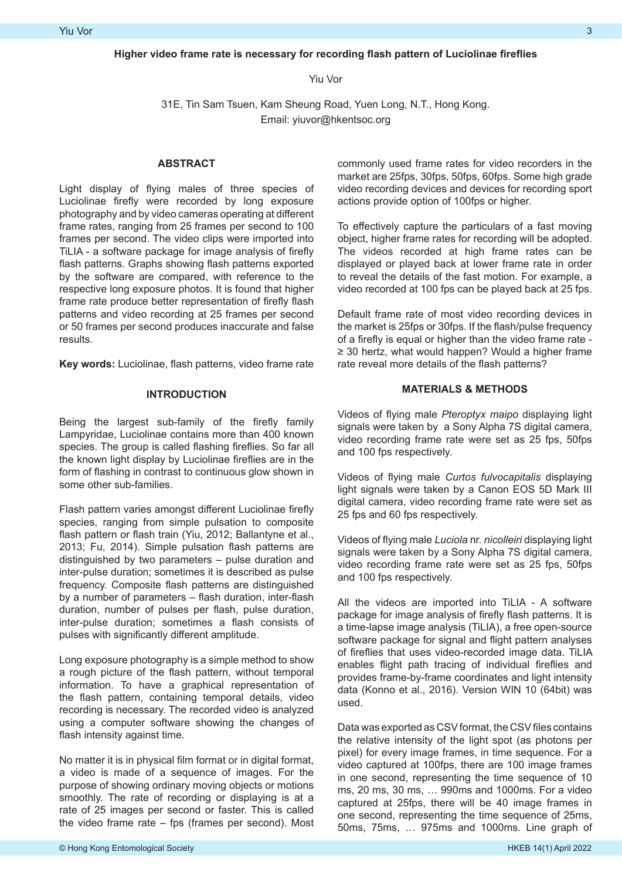# Higher video frame rate is necessary for recording flash pattern of Luciolinae fireflies

Yiu Vor

31E, Tin Sam Tsuen, Kam Sheung Road, Yuen Long, N.T., Hong Kong.
Email: yiuvor@hkentsoc.org

## ABSTRACT

Light display of flying males of three species of Luciolinae firefly were recorded by long exposure photography and by video cameras operating at different frame rates, ranging from 25 frames per second to 100 frames per second. The video clips were imported into TiLIA - a software package for image analysis of firefly flash patterns. Graphs showing flash patterns exported by the software are compared, with reference to the respective long exposure photos. It is found that higher frame rate produce better representation of firefly flash patterns and video recording at 25 frames per second or 50 frames per second produces inaccurate and false results.

**Key words:** Luciolinae, flash patterns, video frame rate

## INTRODUCTION

Being the largest sub-family of the firefly family Lampyridae, Luciolinae contains more than 400 known species. The group is called flashing fireflies. So far all the known light display by Luciolinae fireflies are in the form of flashing in contrast to continuous glow shown in some other sub-families.

Flash pattern varies amongst different Luciolinae firefly species, ranging from simple pulsation to composite flash pattern or flash train (Yiu, 2012; Ballantyne et al., 2013; Fu, 2014). Simple pulsation flash patterns are distinguished by two parameters – pulse duration and inter-pulse duration; sometimes it is described as pulse frequency. Composite flash patterns are distinguished by a number of parameters – flash duration, inter-flash duration, number of pulses per flash, pulse duration, inter-pulse duration; sometimes a flash consists of pulses with significantly different amplitude.

Long exposure photography is a simple method to show a rough picture of the flash pattern, without temporal information. To have a graphical representation of the flash pattern, containing temporal details, video recording is necessary. The recorded video is analyzed using a computer software showing the changes of flash intensity against time.

No matter it is in physical film format or in digital format, a video is made of a sequence of images. For the purpose of showing ordinary moving objects or motions smoothly. The rate of recording or displaying is at a rate of 25 images per second or faster. This is called the video frame rate – fps (frames per second). Most commonly used frame rates for video recorders in the market are 25fps, 30fps, 50fps, 60fps. Some high grade video recording devices and devices for recording sport actions provide option of 100fps or higher.

To effectively capture the particulars of a fast moving object, higher frame rates for recording will be adopted. The videos recorded at high frame rates can be displayed or played back at lower frame rate in order to reveal the details of the fast motion. For example, a video recorded at 100 fps can be played back at 25 fps.

Default frame rate of most video recording devices in the market is 25fps or 30fps. If the flash/pulse frequency of a firefly is equal or higher than the video frame rate - ≥ 30 hertz, what would happen? Would a higher frame rate reveal more details of the flash patterns?

## MATERIALS & METHODS

Videos of flying male *Pteroptyx maipo* displaying light signals were taken by a Sony Alpha 7S digital camera, video recording frame rate were set as 25 fps, 50fps and 100 fps respectively.

Videos of flying male *Curtos fulvocapitalis* displaying light signals were taken by a Canon EOS 5D Mark III digital camera, video recording frame rate were set as 25 fps and 60 fps respectively.

Videos of flying male *Luciola* nr. *nicolleiri* displaying light signals were taken by a Sony Alpha 7S digital camera, video recording frame rate were set as 25 fps, 50fps and 100 fps respectively.

All the videos are imported into TiLIA - A software package for image analysis of firefly flash patterns. It is a time-lapse image analysis (TiLIA), a free open-source software package for signal and flight pattern analyses of fireflies that uses video-recorded image data. TiLIA enables flight path tracing of individual fireflies and provides frame-by-frame coordinates and light intensity data (Konno et al., 2016). Version WIN 10 (64bit) was used.

Data was exported as CSV format, the CSV files contains the relative intensity of the light spot (as photons per pixel) for every image frames, in time sequence. For a video captured at 100fps, there are 100 image frames in one second, representing the time sequence of 10 ms, 20 ms, 30 ms, … 990ms and 1000ms. For a video captured at 25fps, there will be 40 image frames in one second, representing the time sequence of 25ms, 50ms, 75ms, … 975ms and 1000ms. Line graph of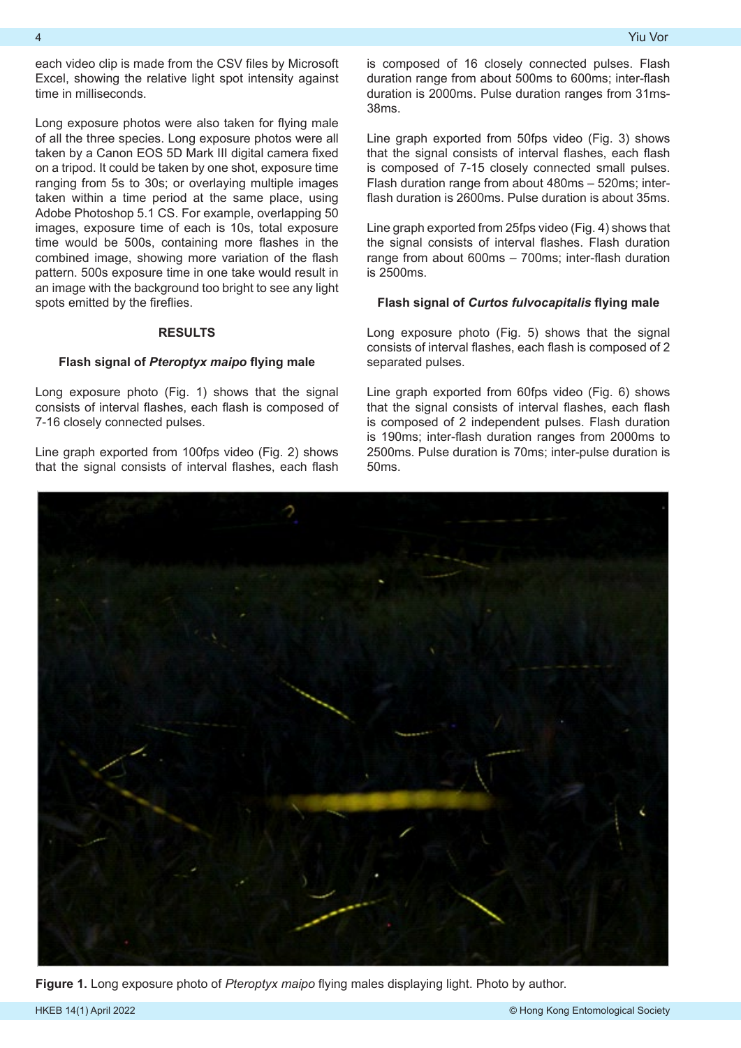each video clip is made from the CSV files by Microsoft Excel, showing the relative light spot intensity against time in milliseconds.

Long exposure photos were also taken for flying male of all the three species. Long exposure photos were all taken by a Canon EOS 5D Mark III digital camera fixed on a tripod. It could be taken by one shot, exposure time ranging from 5s to 30s; or overlaying multiple images taken within a time period at the same place, using Adobe Photoshop 5.1 CS. For example, overlapping 50 images, exposure time of each is 10s, total exposure time would be 500s, containing more flashes in the combined image, showing more variation of the flash pattern. 500s exposure time in one take would result in an image with the background too bright to see any light spots emitted by the fireflies.

## RESULTS

### Flash signal of *Pteroptyx maipo* flying male

Long exposure photo (Fig. 1) shows that the signal consists of interval flashes, each flash is composed of 7-16 closely connected pulses.

Line graph exported from 100fps video (Fig. 2) shows that the signal consists of interval flashes, each flash is composed of 16 closely connected pulses. Flash duration range from about 500ms to 600ms; inter-flash duration is 2000ms. Pulse duration ranges from 31ms-38ms.

Line graph exported from 50fps video (Fig. 3) shows that the signal consists of interval flashes, each flash is composed of 7-15 closely connected small pulses. Flash duration range from about 480ms – 520ms; inter-flash duration is 2600ms. Pulse duration is about 35ms.

Line graph exported from 25fps video (Fig. 4) shows that the signal consists of interval flashes. Flash duration range from about 600ms – 700ms; inter-flash duration is 2500ms.

### Flash signal of *Curtos fulvocapitalis* flying male

Long exposure photo (Fig. 5) shows that the signal consists of interval flashes, each flash is composed of 2 separated pulses.

Line graph exported from 60fps video (Fig. 6) shows that the signal consists of interval flashes, each flash is composed of 2 independent pulses. Flash duration is 190ms; inter-flash duration ranges from 2000ms to 2500ms. Pulse duration is 70ms; inter-pulse duration is 50ms.

**Figure 1.** Long exposure photo of *Pteroptyx maipo* flying males displaying light. Photo by author.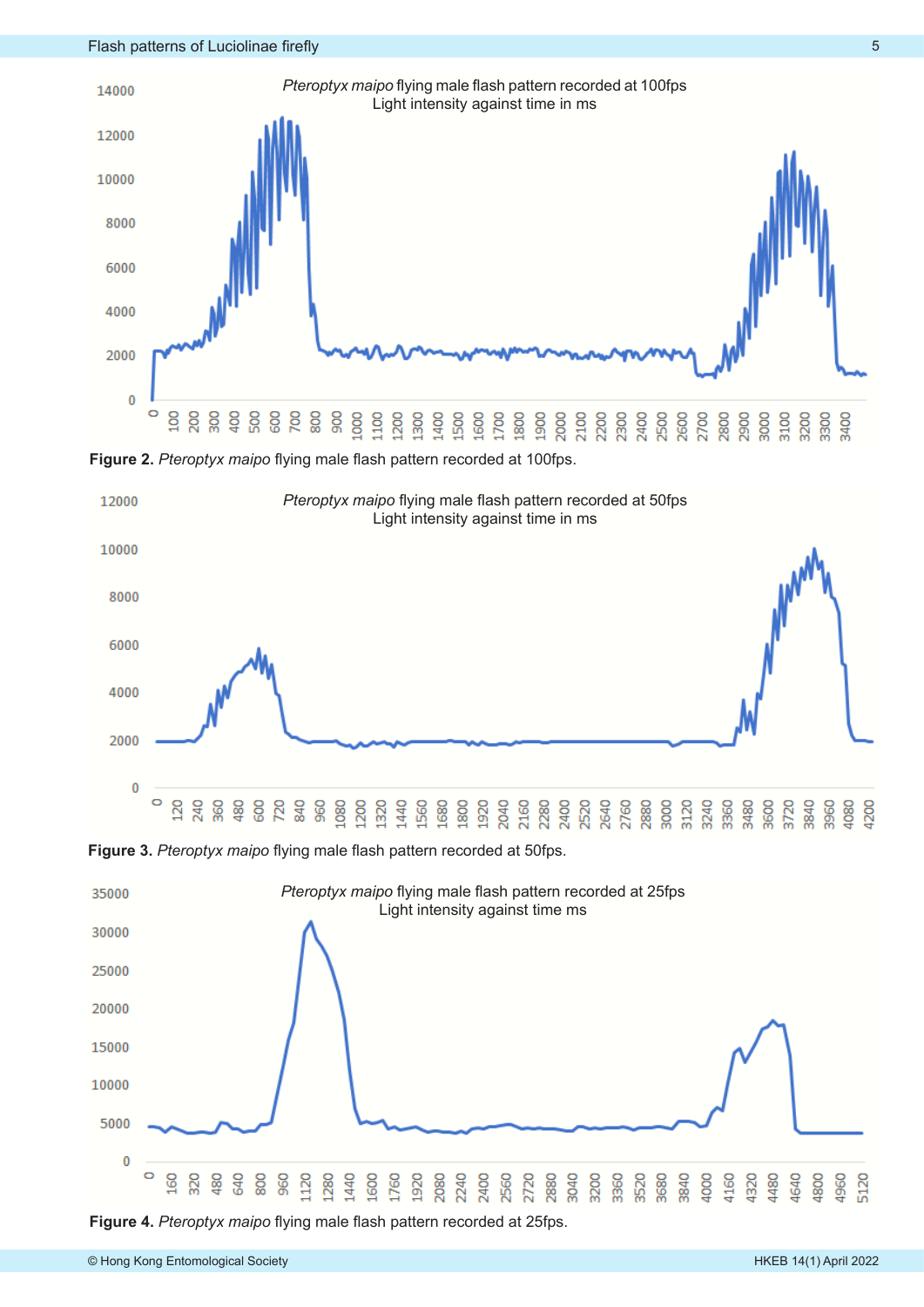**Figure 2.** *Pteroptyx maipo* flying male flash pattern recorded at 100fps.

**Figure 3.** *Pteroptyx maipo* flying male flash pattern recorded at 50fps.

**Figure 4.** *Pteroptyx maipo* flying male flash pattern recorded at 25fps.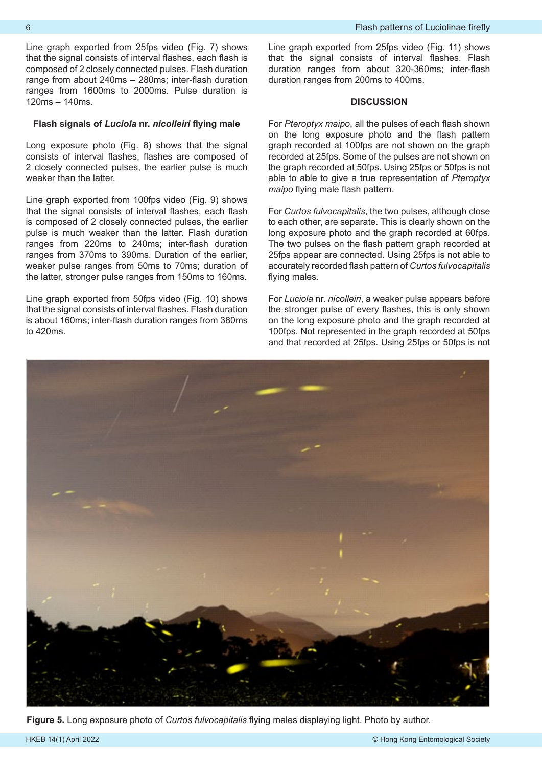Line graph exported from 25fps video (Fig. 7) shows that the signal consists of interval flashes, each flash is composed of 2 closely connected pulses. Flash duration range from about 240ms – 280ms; inter-flash duration ranges from 1600ms to 2000ms. Pulse duration is 120ms – 140ms.

### Flash signals of *Luciola* nr. *nicolleiri* flying male

Long exposure photo (Fig. 8) shows that the signal consists of interval flashes, flashes are composed of 2 closely connected pulses, the earlier pulse is much weaker than the latter.

Line graph exported from 100fps video (Fig. 9) shows that the signal consists of interval flashes, each flash is composed of 2 closely connected pulses, the earlier pulse is much weaker than the latter. Flash duration ranges from 220ms to 240ms; inter-flash duration ranges from 370ms to 390ms. Duration of the earlier, weaker pulse ranges from 50ms to 70ms; duration of the latter, stronger pulse ranges from 150ms to 160ms.

Line graph exported from 50fps video (Fig. 10) shows that the signal consists of interval flashes. Flash duration is about 160ms; inter-flash duration ranges from 380ms to 420ms.

Line graph exported from 25fps video (Fig. 11) shows that the signal consists of interval flashes. Flash duration ranges from about 320-360ms; inter-flash duration ranges from 200ms to 400ms.

## DISCUSSION

For *Pteroptyx maipo*, all the pulses of each flash shown on the long exposure photo and the flash pattern graph recorded at 100fps are not shown on the graph recorded at 25fps. Some of the pulses are not shown on the graph recorded at 50fps. Using 25fps or 50fps is not able to able to give a true representation of *Pteroptyx maipo* flying male flash pattern.

For *Curtos fulvocapitalis*, the two pulses, although close to each other, are separate. This is clearly shown on the long exposure photo and the graph recorded at 60fps. The two pulses on the flash pattern graph recorded at 25fps appear are connected. Using 25fps is not able to accurately recorded flash pattern of *Curtos fulvocapitalis* flying males.

For *Luciola* nr. *nicolleiri*, a weaker pulse appears before the stronger pulse of every flashes, this is only shown on the long exposure photo and the graph recorded at 100fps. Not represented in the graph recorded at 50fps and that recorded at 25fps. Using 25fps or 50fps is not

**Figure 5.** Long exposure photo of *Curtos fulvocapitalis* flying males displaying light. Photo by author.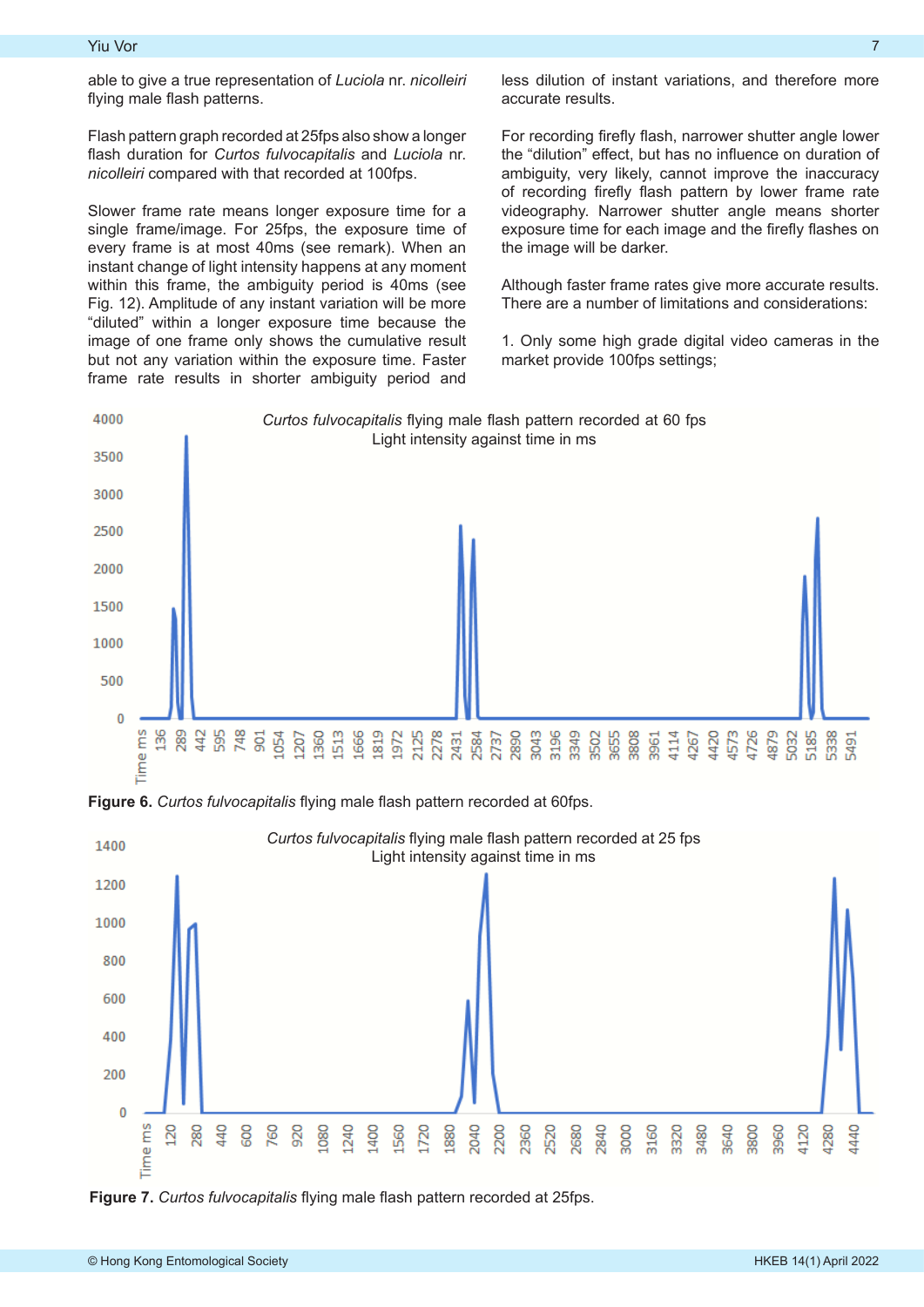able to give a true representation of *Luciola* nr. *nicolleiri* flying male flash patterns.

Flash pattern graph recorded at 25fps also show a longer flash duration for *Curtos fulvocapitalis* and *Luciola* nr. *nicolleiri* compared with that recorded at 100fps.

Slower frame rate means longer exposure time for a single frame/image. For 25fps, the exposure time of every frame is at most 40ms (see remark). When an instant change of light intensity happens at any moment within this frame, the ambiguity period is 40ms (see Fig. 12). Amplitude of any instant variation will be more "diluted" within a longer exposure time because the image of one frame only shows the cumulative result but not any variation within the exposure time. Faster frame rate results in shorter ambiguity period and less dilution of instant variations, and therefore more accurate results.

For recording firefly flash, narrower shutter angle lower the "dilution" effect, but has no influence on duration of ambiguity, very likely, cannot improve the inaccuracy of recording firefly flash pattern by lower frame rate videography. Narrower shutter angle means shorter exposure time for each image and the firefly flashes on the image will be darker.

Although faster frame rates give more accurate results. There are a number of limitations and considerations:

1. Only some high grade digital video cameras in the market provide 100fps settings;

**Figure 6.** *Curtos fulvocapitalis* flying male flash pattern recorded at 60fps.

**Figure 7.** *Curtos fulvocapitalis* flying male flash pattern recorded at 25fps.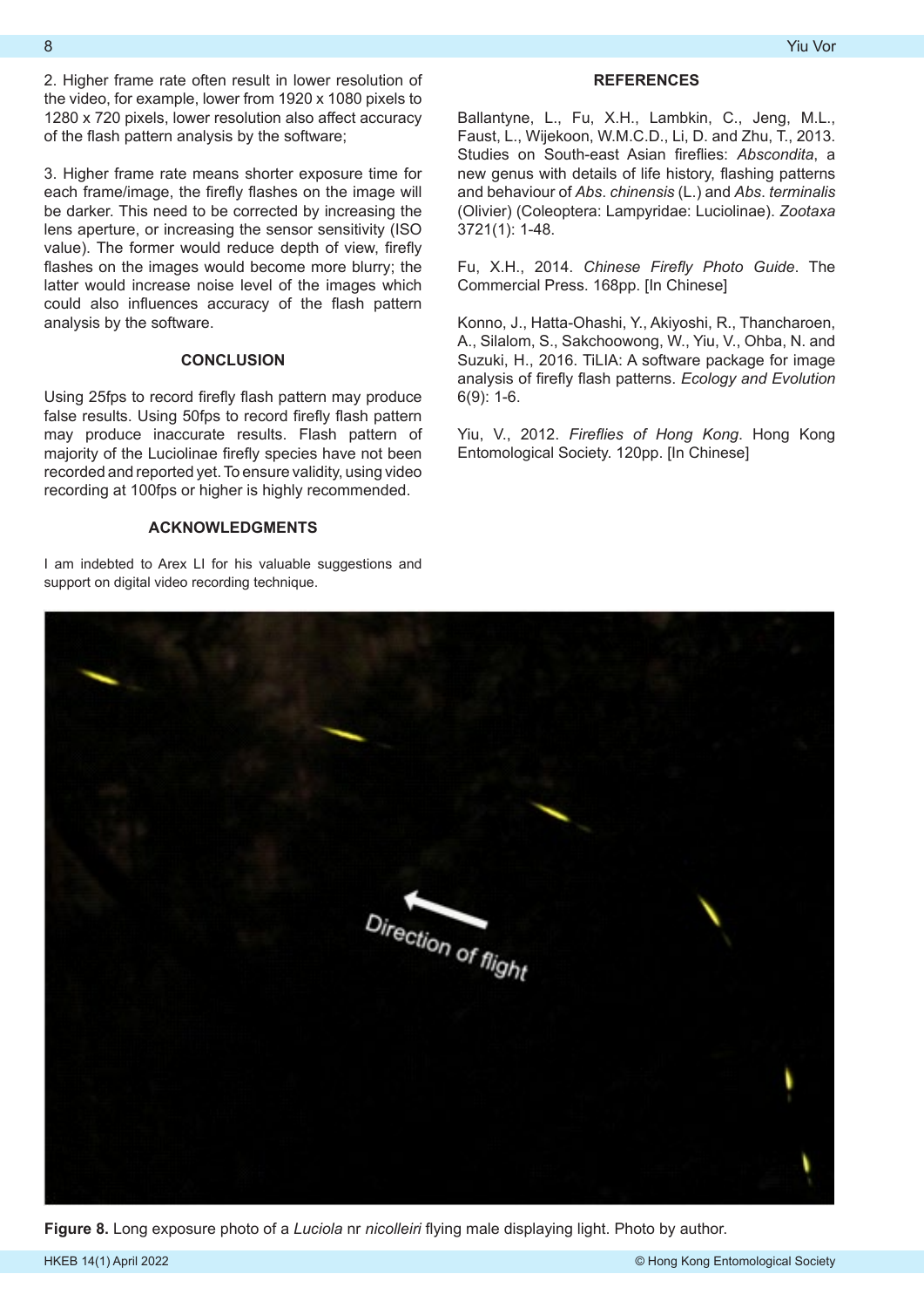2. Higher frame rate often result in lower resolution of the video, for example, lower from 1920 x 1080 pixels to 1280 x 720 pixels, lower resolution also affect accuracy of the flash pattern analysis by the software;

3. Higher frame rate means shorter exposure time for each frame/image, the firefly flashes on the image will be darker. This need to be corrected by increasing the lens aperture, or increasing the sensor sensitivity (ISO value). The former would reduce depth of view, firefly flashes on the images would become more blurry; the latter would increase noise level of the images which could also influences accuracy of the flash pattern analysis by the software.

## CONCLUSION

Using 25fps to record firefly flash pattern may produce false results. Using 50fps to record firefly flash pattern may produce inaccurate results. Flash pattern of majority of the Luciolinae firefly species have not been recorded and reported yet. To ensure validity, using video recording at 100fps or higher is highly recommended.

## ACKNOWLEDGMENTS

I am indebted to Arex LI for his valuable suggestions and support on digital video recording technique.

## REFERENCES

Ballantyne, L., Fu, X.H., Lambkin, C., Jeng, M.L., Faust, L., Wijekoon, W.M.C.D., Li, D. and Zhu, T., 2013. Studies on South-east Asian fireflies: *Abscondita*, a new genus with details of life history, flashing patterns and behaviour of *Abs*. *chinensis* (L.) and *Abs*. *terminalis* (Olivier) (Coleoptera: Lampyridae: Luciolinae). *Zootaxa* 3721(1): 1-48.

Fu, X.H., 2014. *Chinese Firefly Photo Guide*. The Commercial Press. 168pp. [In Chinese]

Konno, J., Hatta-Ohashi, Y., Akiyoshi, R., Thancharoen, A., Silalom, S., Sakchoowong, W., Yiu, V., Ohba, N. and Suzuki, H., 2016. TiLIA: A software package for image analysis of firefly flash patterns. *Ecology and Evolution* 6(9): 1-6.

Yiu, V., 2012. *Fireflies of Hong Kong*. Hong Kong Entomological Society. 120pp. [In Chinese]

**Figure 8.** Long exposure photo of a *Luciola* nr *nicolleiri* flying male displaying light. Photo by author.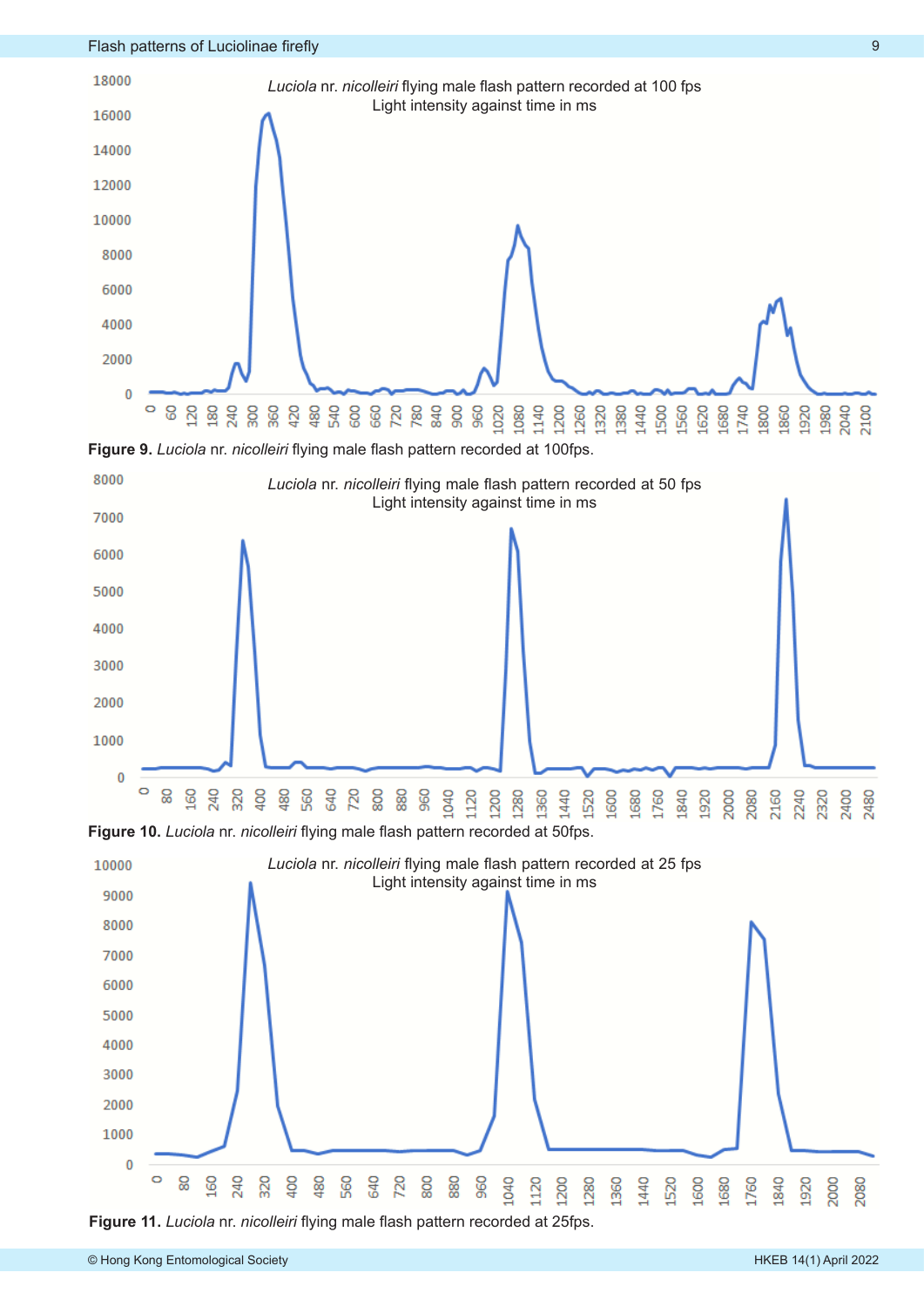*Luciola* nr. *nicolleiri* flying male flash pattern recorded at 100 fps
Light intensity against time in ms

**Figure 9.** *Luciola* nr. *nicolleiri* flying male flash pattern recorded at 100fps.

*Luciola* nr. *nicolleiri* flying male flash pattern recorded at 50 fps
Light intensity against time in ms

**Figure 10.** *Luciola* nr. *nicolleiri* flying male flash pattern recorded at 50fps.

*Luciola* nr. *nicolleiri* flying male flash pattern recorded at 25 fps
Light intensity against time in ms

**Figure 11.** *Luciola* nr. *nicolleiri* flying male flash pattern recorded at 25fps.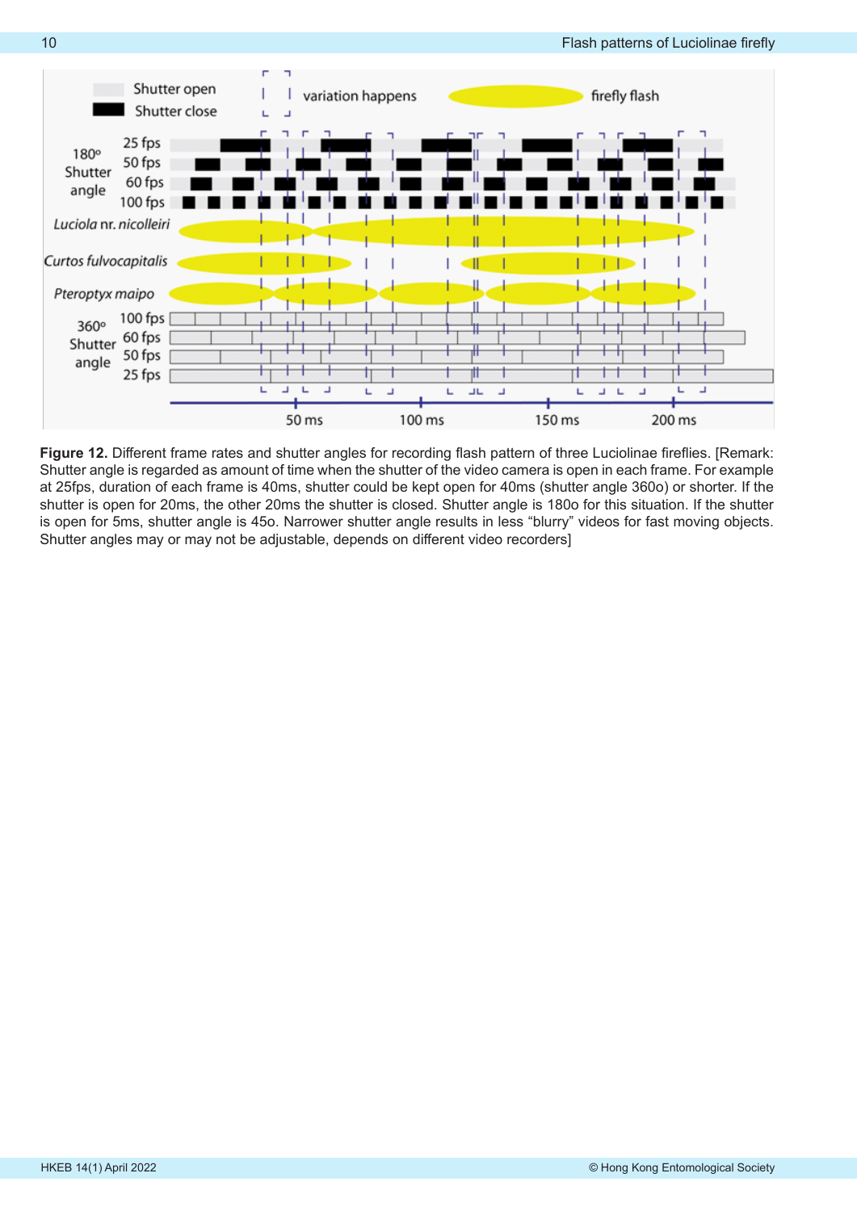Shutter open
Shutter close
variation happens
firefly flash

180° Shutter angle
25 fps
50 fps
60 fps
100 fps

*Luciola* nr. *nicolleiri*

*Curtos fulvocapitalis*

*Pteroptyx maipo*

360° Shutter angle
100 fps
60 fps
50 fps
25 fps

50 ms
100 ms
150 ms
200 ms

**Figure 12.** Different frame rates and shutter angles for recording flash pattern of three Luciolinae fireflies. [Remark: Shutter angle is regarded as amount of time when the shutter of the video camera is open in each frame. For example at 25fps, duration of each frame is 40ms, shutter could be kept open for 40ms (shutter angle 360o) or shorter. If the shutter is open for 20ms, the other 20ms the shutter is closed. Shutter angle is 180o for this situation. If the shutter is open for 5ms, shutter angle is 45o. Narrower shutter angle results in less "blurry" videos for fast moving objects. Shutter angles may or may not be adjustable, depends on different video recorders]